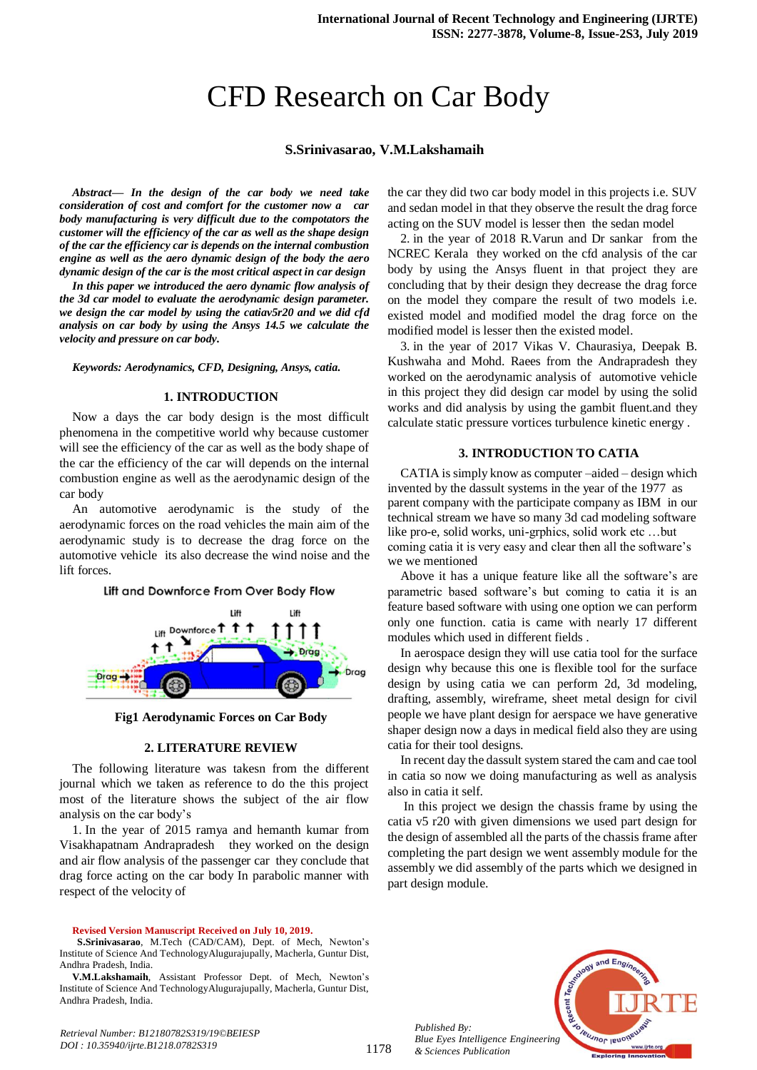#  CFD Research on Car Body

**S.Srinivasarao, V.M.Lakshamaih**

***Abstract— In the design of the car body we need take consideration of cost and comfort for the customer now a car body manufacturing is very difficult due to the compotators the customer will the efficiency of the car as well as the shape design of the car the efficiency car is depends on the internal combustion engine as well as the aero dynamic design of the body the aero dynamic design of the car is the most critical aspect in car design***

***In this paper we introduced the aero dynamic flow analysis of the 3d car model to evaluate the aerodynamic design parameter. we design the car model by using the catiav5r20 and we did cfd analysis on car body by using the Ansys 14.5 we calculate the velocity and pressure on car body.***

***Keywords: Aerodynamics, CFD, Designing, Ansys, catia.***

## 1. INTRODUCTION

Now a days the car body design is the most difficult phenomena in the competitive world why because customer will see the efficiency of the car as well as the body shape of the car the efficiency of the car will depends on the internal combustion engine as well as the aerodynamic design of the car body

An automotive aerodynamic is the study of the aerodynamic forces on the road vehicles the main aim of the aerodynamic study is to decrease the drag force on the automotive vehicle its also decrease the wind noise and the lift forces.

Lift and Downforce From Over Body Flow

**Fig1 Aerodynamic Forces on Car Body**

## 2. LITERATURE REVIEW

The following literature was takesn from the different journal which we taken as reference to do the this project most of the literature shows the subject of the air flow analysis on the car body's

1. In the year of 2015 ramya and hemanth kumar from Visakhapatnam Andrapradesh they worked on the design and air flow analysis of the passenger car they conclude that drag force acting on the car body In parabolic manner with respect of the velocity of the car they did two car body model in this projects i.e. SUV and sedan model in that they observe the result the drag force acting on the SUV model is lesser then the sedan model

2. in the year of 2018 R.Varun and Dr sankar from the NCREC Kerala they worked on the cfd analysis of the car body by using the Ansys fluent in that project they are concluding that by their design they decrease the drag force on the model they compare the result of two models i.e. existed model and modified model the drag force on the modified model is lesser then the existed model.

3. in the year of 2017 Vikas V. Chaurasiya, Deepak B. Kushwaha and Mohd. Raees from the Andrapradesh they worked on the aerodynamic analysis of automotive vehicle in this project they did design car model by using the solid works and did analysis by using the gambit fluent.and they calculate static pressure vortices turbulence kinetic energy .

## 3. INTRODUCTION TO CATIA

CATIA is simply know as computer –aided – design which invented by the dassult systems in the year of the 1977 as parent company with the participate company as IBM in our technical stream we have so many 3d cad modeling software like pro-e, solid works, uni-grphics, solid work etc …but coming catia it is very easy and clear then all the software's we we mentioned

Above it has a unique feature like all the software's are parametric based software's but coming to catia it is an feature based software with using one option we can perform only one function. catia is came with nearly 17 different modules which used in different fields .

In aerospace design they will use catia tool for the surface design why because this one is flexible tool for the surface design by using catia we can perform 2d, 3d modeling, drafting, assembly, wireframe, sheet metal design for civil people we have plant design for aerspace we have generative shaper design now a days in medical field also they are using catia for their tool designs.

In recent day the dassult system stared the cam and cae tool in catia so now we doing manufacturing as well as analysis also in catia it self.

In this project we design the chassis frame by using the catia v5 r20 with given dimensions we used part design for the design of assembled all the parts of the chassis frame after completing the part design we went assembly module for the assembly we did assembly of the parts which we designed in part design module.

**Revised Version Manuscript Received on July 10, 2019.**

**S.Srinivasarao**, M.Tech (CAD/CAM), Dept. of Mech, Newton's Institute of Science And TechnologyAlugurajupally, Macherla, Guntur Dist, Andhra Pradesh, India.

**V.M.Lakshamaih**, Assistant Professor Dept. of Mech, Newton's Institute of Science And TechnologyAlugurajupally, Macherla, Guntur Dist, Andhra Pradesh, India.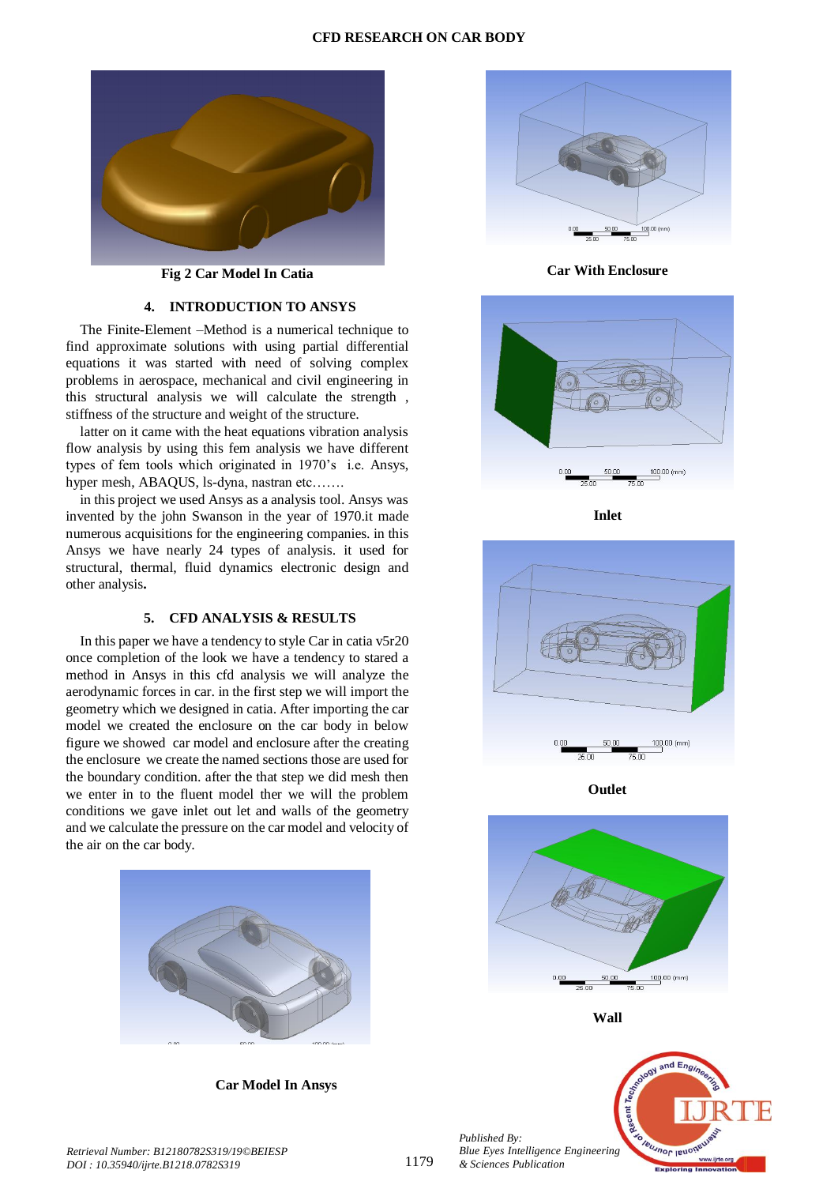Fig 2 Car Model In Catia

## 4. INTRODUCTION TO ANSYS

The Finite-Element –Method is a numerical technique to find approximate solutions with using partial differential equations it was started with need of solving complex problems in aerospace, mechanical and civil engineering in this structural analysis we will calculate the strength , stiffness of the structure and weight of the structure.

latter on it came with the heat equations vibration analysis flow analysis by using this fem analysis we have different types of fem tools which originated in 1970's i.e. Ansys, hyper mesh, ABAQUS, ls-dyna, nastran etc…….

in this project we used Ansys as a analysis tool. Ansys was invented by the john Swanson in the year of 1970.it made numerous acquisitions for the engineering companies. in this Ansys we have nearly 24 types of analysis. it used for structural, thermal, fluid dynamics electronic design and other analysis**.**

## 5. CFD ANALYSIS & RESULTS

In this paper we have a tendency to style Car in catia v5r20 once completion of the look we have a tendency to stared a method in Ansys in this cfd analysis we will analyze the aerodynamic forces in car. in the first step we will import the geometry which we designed in catia. After importing the car model we created the enclosure on the car body in below figure we showed car model and enclosure after the creating the enclosure we create the named sections those are used for the boundary condition. after the that step we did mesh then we enter in to the fluent model ther we will the problem conditions we gave inlet out let and walls of the geometry and we calculate the pressure on the car model and velocity of the air on the car body.

Car Model In Ansys

Car With Enclosure

Inlet

Outlet

Wall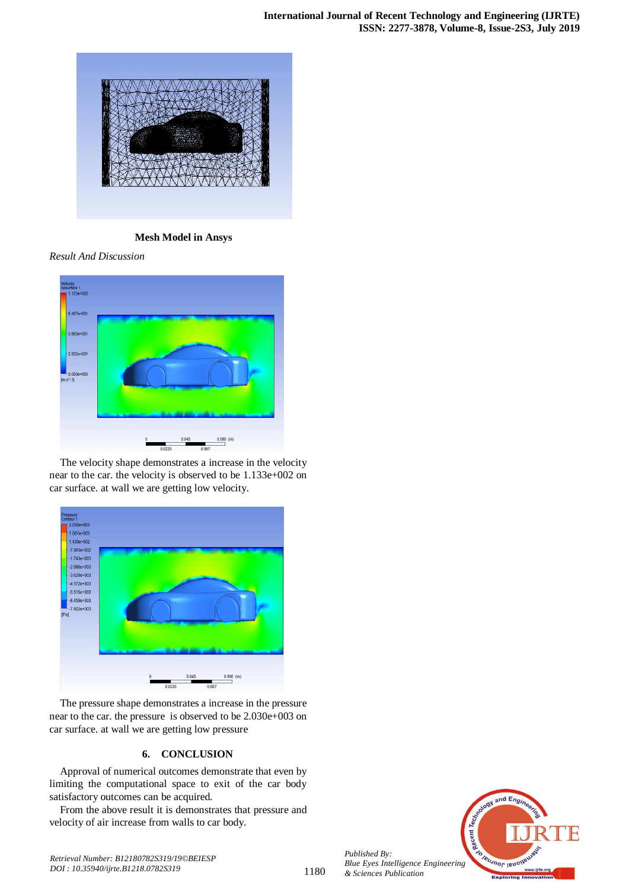**Mesh Model in Ansys**

*Result And Discussion*

Velocity
Isosurface 1
1.133e+002
8.497e+001
5.665e+001
2.832e+001
0.000e+000
[m s^-1]

0 0.045 0.090 (m)
0.0225 0.067

The velocity shape demonstrates a increase in the velocity near to the car. the velocity is observed to be 1.133e+002 on car surface. at wall we are getting low velocity.

Pressure
Contour 1
2.030e+003
1.087e+003
1.439e+002
-7.993e+002
-1.743e+003
-2.686e+003
-3.629e+003
-4.572e+003
-5.515e+003
-6.459e+003
-7.402e+003
[Pa]

0 0.045 0.090 (m)
0.0225 0.067

The pressure shape demonstrates a increase in the pressure near to the car. the pressure is observed to be 2.030e+003 on car surface. at wall we are getting low pressure

## 6. CONCLUSION

Approval of numerical outcomes demonstrate that even by limiting the computational space to exit of the car body satisfactory outcomes can be acquired.

From the above result it is demonstrates that pressure and velocity of air increase from walls to car body.